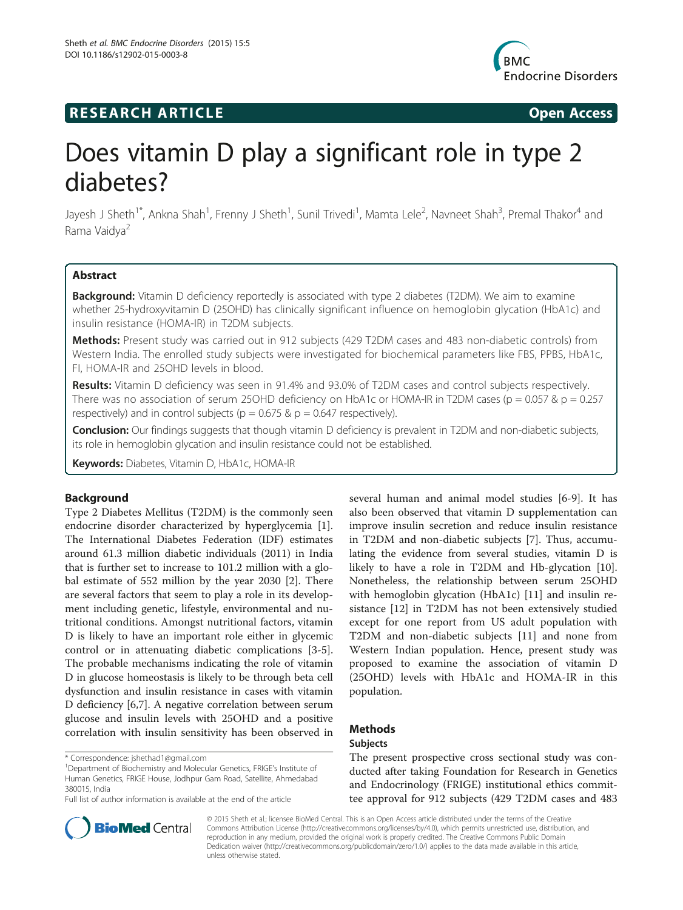# Does vitamin D play a significant role in type 2 diabetes?

Jayesh J Sheth[1*], Ankna Shah[1], Frenny J Sheth[1], Sunil Trivedi[1], Mamta Lele[2], Navneet Shah[3], Premal Thakor[4] and Rama Vaidya[2]

## Abstract

**Background:** Vitamin D deficiency reportedly is associated with type 2 diabetes (T2DM). We aim to examine whether 25-hydroxyvitamin D (25OHD) has clinically significant influence on hemoglobin glycation (HbA1c) and insulin resistance (HOMA-IR) in T2DM subjects.

**Methods:** Present study was carried out in 912 subjects (429 T2DM cases and 483 non-diabetic controls) from Western India. The enrolled study subjects were investigated for biochemical parameters like FBS, PPBS, HbA1c, FI, HOMA-IR and 25OHD levels in blood.

**Results:** Vitamin D deficiency was seen in 91.4% and 93.0% of T2DM cases and control subjects respectively. There was no association of serum 25OHD deficiency on HbA1c or HOMA-IR in T2DM cases ($p = 0.057$ & $p = 0.257$ respectively) and in control subjects ($p = 0.675$ & $p = 0.647$ respectively).

**Conclusion:** Our findings suggests that though vitamin D deficiency is prevalent in T2DM and non-diabetic subjects, its role in hemoglobin glycation and insulin resistance could not be established.

**Keywords:** Diabetes, Vitamin D, HbA1c, HOMA-IR

## Background

Type 2 Diabetes Mellitus (T2DM) is the commonly seen endocrine disorder characterized by hyperglycemia [1]. The International Diabetes Federation (IDF) estimates around 61.3 million diabetic individuals (2011) in India that is further set to increase to 101.2 million with a global estimate of 552 million by the year 2030 [2]. There are several factors that seem to play a role in its development including genetic, lifestyle, environmental and nutritional conditions. Amongst nutritional factors, vitamin D is likely to have an important role either in glycemic control or in attenuating diabetic complications [3-5]. The probable mechanisms indicating the role of vitamin D in glucose homeostasis is likely to be through beta cell dysfunction and insulin resistance in cases with vitamin D deficiency [6,7]. A negative correlation between serum glucose and insulin levels with 25OHD and a positive correlation with insulin sensitivity has been observed in several human and animal model studies [6-9]. It has also been observed that vitamin D supplementation can improve insulin secretion and reduce insulin resistance in T2DM and non-diabetic subjects [7]. Thus, accumulating the evidence from several studies, vitamin D is likely to have a role in T2DM and Hb-glycation [10]. Nonetheless, the relationship between serum 25OHD with hemoglobin glycation (HbA1c) [11] and insulin resistance [12] in T2DM has not been extensively studied except for one report from US adult population with T2DM and non-diabetic subjects [11] and none from Western Indian population. Hence, present study was proposed to examine the association of vitamin D (25OHD) levels with HbA1c and HOMA-IR in this population.

## Methods

### Subjects

The present prospective cross sectional study was conducted after taking Foundation for Research in Genetics and Endocrinology (FRIGE) institutional ethics committee approval for 912 subjects (429 T2DM cases and 483

\* Correspondence: jshethad1@gmail.com
[1]Department of Biochemistry and Molecular Genetics, FRIGE's Institute of Human Genetics, FRIGE House, Jodhpur Gam Road, Satellite, Ahmedabad 380015, India
Full list of author information is available at the end of the article

© 2015 Sheth et al.; licensee BioMed Central. This is an Open Access article distributed under the terms of the Creative Commons Attribution License (http://creativecommons.org/licenses/by/4.0), which permits unrestricted use, distribution, and reproduction in any medium, provided the original work is properly credited. The Creative Commons Public Domain Dedication waiver (http://creativecommons.org/publicdomain/zero/1.0/) applies to the data made available in this article, unless otherwise stated.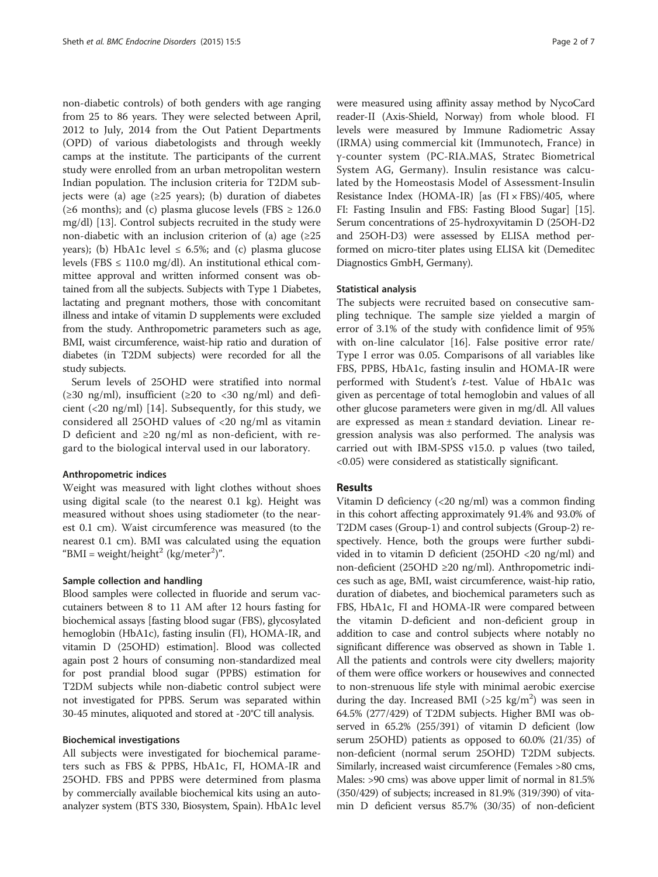non-diabetic controls) of both genders with age ranging from 25 to 86 years. They were selected between April, 2012 to July, 2014 from the Out Patient Departments (OPD) of various diabetologists and through weekly camps at the institute. The participants of the current study were enrolled from an urban metropolitan western Indian population. The inclusion criteria for T2DM subjects were (a) age (≥25 years); (b) duration of diabetes (≥6 months); and (c) plasma glucose levels (FBS ≥ 126.0 mg/dl) [13]. Control subjects recruited in the study were non-diabetic with an inclusion criterion of (a) age (≥25 years); (b) HbA1c level ≤ 6.5%; and (c) plasma glucose levels (FBS ≤ 110.0 mg/dl). An institutional ethical committee approval and written informed consent was obtained from all the subjects. Subjects with Type 1 Diabetes, lactating and pregnant mothers, those with concomitant illness and intake of vitamin D supplements were excluded from the study. Anthropometric parameters such as age, BMI, waist circumference, waist-hip ratio and duration of diabetes (in T2DM subjects) were recorded for all the study subjects.

Serum levels of 25OHD were stratified into normal (≥30 ng/ml), insufficient (≥20 to <30 ng/ml) and deficient (<20 ng/ml) [14]. Subsequently, for this study, we considered all 25OHD values of <20 ng/ml as vitamin D deficient and ≥20 ng/ml as non-deficient, with regard to the biological interval used in our laboratory.

#### Anthropometric indices

Weight was measured with light clothes without shoes using digital scale (to the nearest 0.1 kg). Height was measured without shoes using stadiometer (to the nearest 0.1 cm). Waist circumference was measured (to the nearest 0.1 cm). BMI was calculated using the equation "BMI = weight/height$^2$ (kg/meter$^2$)".

#### Sample collection and handling

Blood samples were collected in fluoride and serum vaccutainers between 8 to 11 AM after 12 hours fasting for biochemical assays [fasting blood sugar (FBS), glycosylated hemoglobin (HbA1c), fasting insulin (FI), HOMA-IR, and vitamin D (25OHD) estimation]. Blood was collected again post 2 hours of consuming non-standardized meal for post prandial blood sugar (PPBS) estimation for T2DM subjects while non-diabetic control subject were not investigated for PPBS. Serum was separated within 30-45 minutes, aliquoted and stored at -20°C till analysis.

#### Biochemical investigations

All subjects were investigated for biochemical parameters such as FBS & PPBS, HbA1c, FI, HOMA-IR and 25OHD. FBS and PPBS were determined from plasma by commercially available biochemical kits using an autoanalyzer system (BTS 330, Biosystem, Spain). HbA1c level were measured using affinity assay method by NycoCard reader-II (Axis-Shield, Norway) from whole blood. FI levels were measured by Immune Radiometric Assay (IRMA) using commercial kit (Immunotech, France) in γ-counter system (PC-RIA.MAS, Stratec Biometrical System AG, Germany). Insulin resistance was calculated by the Homeostasis Model of Assessment-Insulin Resistance Index (HOMA-IR) [as (FI × FBS)/405, where FI: Fasting Insulin and FBS: Fasting Blood Sugar] [15]. Serum concentrations of 25-hydroxyvitamin D (25OH-D2 and 25OH-D3) were assessed by ELISA method performed on micro-titer plates using ELISA kit (Demeditec Diagnostics GmbH, Germany).

#### Statistical analysis

The subjects were recruited based on consecutive sampling technique. The sample size yielded a margin of error of 3.1% of the study with confidence limit of 95% with on-line calculator [16]. False positive error rate/ Type I error was 0.05. Comparisons of all variables like FBS, PPBS, HbA1c, fasting insulin and HOMA-IR were performed with Student's *t*-test. Value of HbA1c was given as percentage of total hemoglobin and values of all other glucose parameters were given in mg/dl. All values are expressed as mean ± standard deviation. Linear regression analysis was also performed. The analysis was carried out with IBM-SPSS v15.0. p values (two tailed, <0.05) were considered as statistically significant.

## Results

Vitamin D deficiency (<20 ng/ml) was a common finding in this cohort affecting approximately 91.4% and 93.0% of T2DM cases (Group-1) and control subjects (Group-2) respectively. Hence, both the groups were further subdivided in to vitamin D deficient (25OHD <20 ng/ml) and non-deficient (25OHD ≥20 ng/ml). Anthropometric indices such as age, BMI, waist circumference, waist-hip ratio, duration of diabetes, and biochemical parameters such as FBS, HbA1c, FI and HOMA-IR were compared between the vitamin D-deficient and non-deficient group in addition to case and control subjects where notably no significant difference was observed as shown in Table 1. All the patients and controls were city dwellers; majority of them were office workers or housewives and connected to non-strenuous life style with minimal aerobic exercise during the day. Increased BMI (>25 kg/m$^2$) was seen in 64.5% (277/429) of T2DM subjects. Higher BMI was observed in 65.2% (255/391) of vitamin D deficient (low serum 25OHD) patients as opposed to 60.0% (21/35) of non-deficient (normal serum 25OHD) T2DM subjects. Similarly, increased waist circumference (Females >80 cms, Males: >90 cms) was above upper limit of normal in 81.5% (350/429) of subjects; increased in 81.9% (319/390) of vitamin D deficient versus 85.7% (30/35) of non-deficient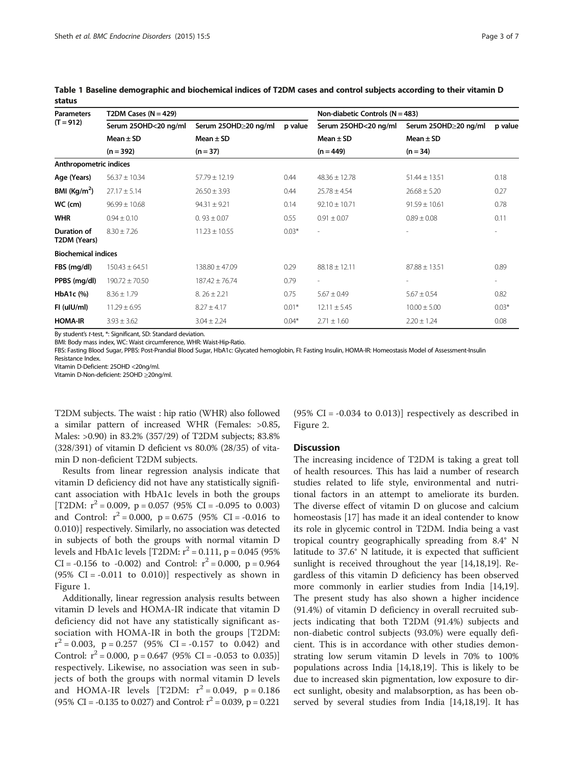**Table 1 Baseline demographic and biochemical indices of T2DM cases and control subjects according to their vitamin D status**

| Parameters (T = 912) | T2DM Cases (N = 429) | | | Non-diabetic Controls (N = 483) | | |
|---|---|---|---|---|---|---|
| | Serum 25OHD<20 ng/ml Mean ± SD (n = 392) | Serum 25OHD≥20 ng/ml Mean ± SD (n = 37) | p value | Serum 25OHD<20 ng/ml Mean ± SD (n = 449) | Serum 25OHD≥20 ng/ml Mean ± SD (n = 34) | p value |
| **Anthropometric indices** | | | | | | |
| **Age (Years)** | 56.37 ± 10.34 | 57.79 ± 12.19 | 0.44 | 48.36 ± 12.78 | 51.44 ± 13.51 | 0.18 |
| **BMI (Kg/m$^2$)** | 27.17 ± 5.14 | 26.50 ± 3.93 | 0.44 | 25.78 ± 4.54 | 26.68 ± 5.20 | 0.27 |
| **WC (cm)** | 96.99 ± 10.68 | 94.31 ± 9.21 | 0.14 | 92.10 ± 10.71 | 91.59 ± 10.61 | 0.78 |
| **WHR** | 0.94 ± 0.10 | 0. 93 ± 0.07 | 0.55 | 0.91 ± 0.07 | 0.89 ± 0.08 | 0.11 |
| **Duration of T2DM (Years)** | 8.30 ± 7.26 | 11.23 ± 10.55 | 0.03* | - | - | - |
| **Biochemical indices** | | | | | | |
| **FBS (mg/dl)** | 150.43 ± 64.51 | 138.80 ± 47.09 | 0.29 | 88.18 ± 12.11 | 87.88 ± 13.51 | 0.89 |
| **PPBS (mg/dl)** | 190.72 ± 70.50 | 187.42 ± 76.74 | 0.79 | - | - | - |
| **HbA1c (%)** | 8.36 ± 1.79 | 8. 26 ± 2.21 | 0.75 | 5.67 ± 0.49 | 5.67 ± 0.54 | 0.82 |
| **FI (uIU/ml)** | 11.29 ± 6.95 | 8.27 ± 4.17 | 0.01* | 12.11 ± 5.45 | 10.00 ± 5.00 | 0.03* |
| **HOMA-IR** | 3.93 ± 3.62 | 3.04 ± 2.24 | 0.04* | 2.71 ± 1.60 | 2.20 ± 1.24 | 0.08 |

By student's *t*-test, *: Significant, SD: Standard deviation.
BMI: Body mass index, WC: Waist circumference, WHR: Waist-Hip-Ratio.
FBS: Fasting Blood Sugar, PPBS: Post-Prandial Blood Sugar, HbA1c: Glycated hemoglobin, FI: Fasting Insulin, HOMA-IR: Homeostasis Model of Assessment-Insulin Resistance Index.
Vitamin D-Deficient: 25OHD <20ng/ml.
Vitamin D-Non-deficient: 25OHD ≥20ng/ml.

T2DM subjects. The waist : hip ratio (WHR) also followed a similar pattern of increased WHR (Females: >0.85, Males: >0.90) in 83.2% (357/29) of T2DM subjects; 83.8% (328/391) of vitamin D deficient vs 80.0% (28/35) of vitamin D non-deficient T2DM subjects.

Results from linear regression analysis indicate that vitamin D deficiency did not have any statistically significant association with HbA1c levels in both the groups [T2DM: $r^2 = 0.009$, $p = 0.057$ (95% CI = -0.095 to 0.003) and Control: $r^2 = 0.000$, $p = 0.675$ (95% CI = -0.016 to 0.010)] respectively. Similarly, no association was detected in subjects of both the groups with normal vitamin D levels and HbA1c levels [T2DM: $r^2 = 0.111$, $p = 0.045$ (95% CI = -0.156 to -0.002) and Control: $r^2 = 0.000$, $p = 0.964$ (95% CI = -0.011 to 0.010)] respectively as shown in Figure 1.

Additionally, linear regression analysis results between vitamin D levels and HOMA-IR indicate that vitamin D deficiency did not have any statistically significant association with HOMA-IR in both the groups [T2DM: $r^2 = 0.003$, $p = 0.257$ (95% CI = -0.157 to 0.042) and Control: $r^2 = 0.000$, $p = 0.647$ (95% CI = -0.053 to 0.035)] respectively. Likewise, no association was seen in subjects of both the groups with normal vitamin D levels and HOMA-IR levels [T2DM: $r^2 = 0.049$, $p = 0.186$ (95% CI = -0.135 to 0.027) and Control: $r^2 = 0.039$, $p = 0.221$ (95% CI = -0.034 to 0.013)] respectively as described in Figure 2.

## Discussion

The increasing incidence of T2DM is taking a great toll of health resources. This has laid a number of research studies related to life style, environmental and nutritional factors in an attempt to ameliorate its burden. The diverse effect of vitamin D on glucose and calcium homeostasis [17] has made it an ideal contender to know its role in glycemic control in T2DM. India being a vast tropical country geographically spreading from 8.4° N latitude to 37.6° N latitude, it is expected that sufficient sunlight is received throughout the year [14,18,19]. Regardless of this vitamin D deficiency has been observed more commonly in earlier studies from India [14,19]. The present study has also shown a higher incidence (91.4%) of vitamin D deficiency in overall recruited subjects indicating that both T2DM (91.4%) subjects and non-diabetic control subjects (93.0%) were equally deficient. This is in accordance with other studies demonstrating low serum vitamin D levels in 70% to 100% populations across India [14,18,19]. This is likely to be due to increased skin pigmentation, low exposure to direct sunlight, obesity and malabsorption, as has been observed by several studies from India [14,18,19]. It has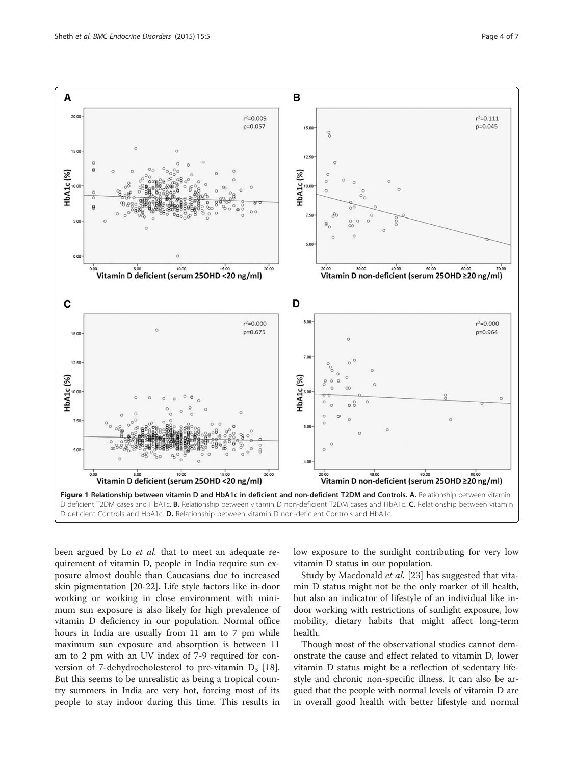**Figure 1 Relationship between vitamin D and HbA1c in deficient and non-deficient T2DM and Controls.** **A.** Relationship between vitamin D deficient T2DM cases and HbA1c. **B.** Relationship between vitamin D non-deficient T2DM cases and HbA1c. **C.** Relationship between vitamin D deficient Controls and HbA1c. **D.** Relationship between vitamin D non-deficient Controls and HbA1c.

been argued by Lo *et al.* that to meet an adequate requirement of vitamin D, people in India require sun exposure almost double than Caucasians due to increased skin pigmentation [20-22]. Life style factors like in-door working or working in close environment with minimum sun exposure is also likely for high prevalence of vitamin D deficiency in our population. Normal office hours in India are usually from 11 am to 7 pm while maximum sun exposure and absorption is between 11 am to 2 pm with an UV index of 7-9 required for conversion of 7-dehydrocholesterol to pre-vitamin $D_3$ [18]. But this seems to be unrealistic as being a tropical country summers in India are very hot, forcing most of its people to stay indoor during this time. This results in low exposure to the sunlight contributing for very low vitamin D status in our population.

Study by Macdonald *et al.* [23] has suggested that vitamin D status might not be the only marker of ill health, but also an indicator of lifestyle of an individual like indoor working with restrictions of sunlight exposure, low mobility, dietary habits that might affect long-term health.

Though most of the observational studies cannot demonstrate the cause and effect related to vitamin D, lower vitamin D status might be a reflection of sedentary lifestyle and chronic non-specific illness. It can also be argued that the people with normal levels of vitamin D are in overall good health with better lifestyle and normal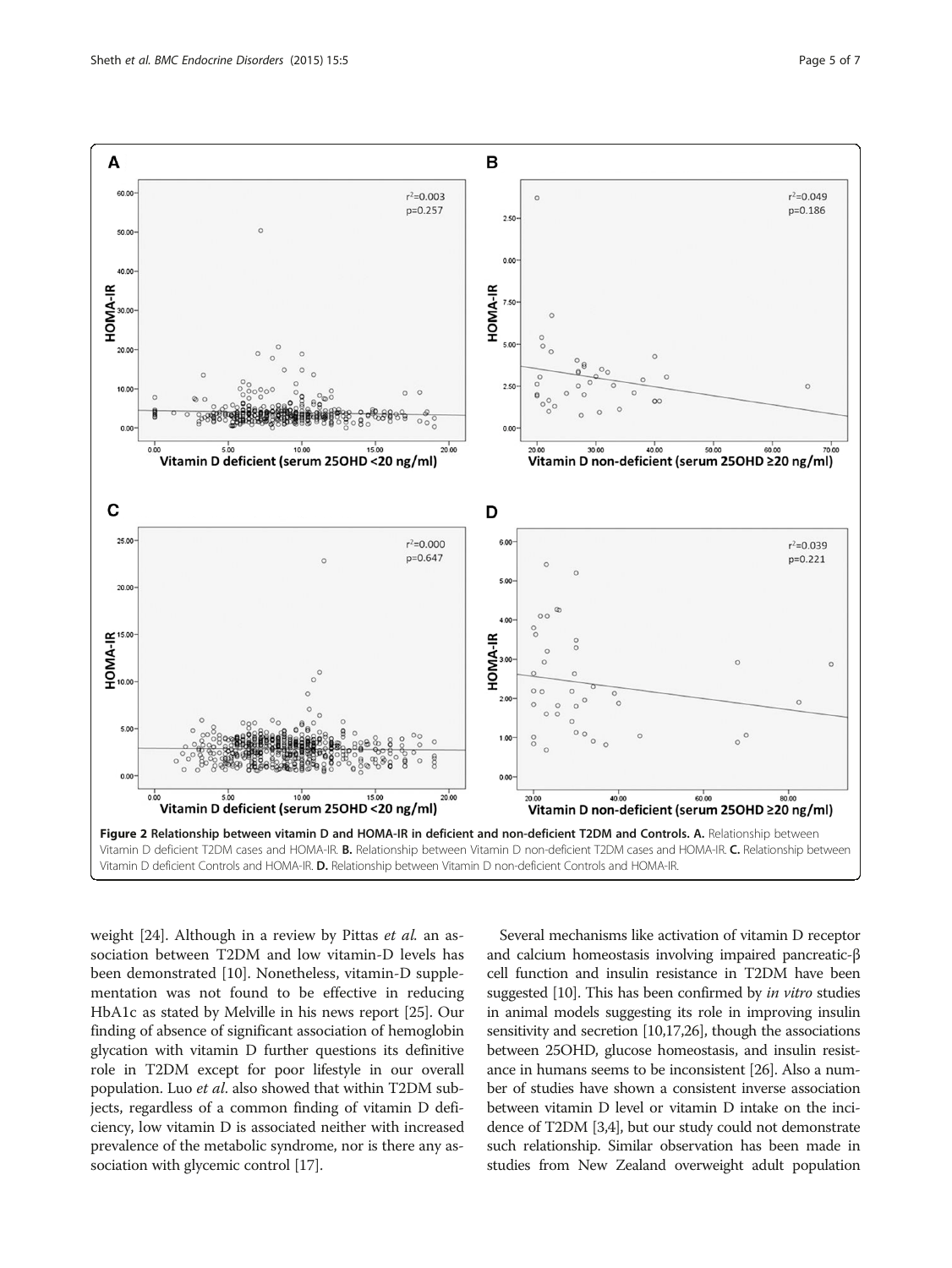**Figure 2 Relationship between vitamin D and HOMA-IR in deficient and non-deficient T2DM and Controls. A.** Relationship between Vitamin D deficient T2DM cases and HOMA-IR. **B.** Relationship between Vitamin D non-deficient T2DM cases and HOMA-IR. **C.** Relationship between Vitamin D deficient Controls and HOMA-IR. **D.** Relationship between Vitamin D non-deficient Controls and HOMA-IR.

weight [24]. Although in a review by Pittas *et al.* an association between T2DM and low vitamin-D levels has been demonstrated [10]. Nonetheless, vitamin-D supplementation was not found to be effective in reducing HbA1c as stated by Melville in his news report [25]. Our finding of absence of significant association of hemoglobin glycation with vitamin D further questions its definitive role in T2DM except for poor lifestyle in our overall population. Luo *et al.* also showed that within T2DM subjects, regardless of a common finding of vitamin D deficiency, low vitamin D is associated neither with increased prevalence of the metabolic syndrome, nor is there any association with glycemic control [17].

Several mechanisms like activation of vitamin D receptor and calcium homeostasis involving impaired pancreatic-β cell function and insulin resistance in T2DM have been suggested [10]. This has been confirmed by *in vitro* studies in animal models suggesting its role in improving insulin sensitivity and secretion [10,17,26], though the associations between 25OHD, glucose homeostasis, and insulin resistance in humans seems to be inconsistent [26]. Also a number of studies have shown a consistent inverse association between vitamin D level or vitamin D intake on the incidence of T2DM [3,4], but our study could not demonstrate such relationship. Similar observation has been made in studies from New Zealand overweight adult population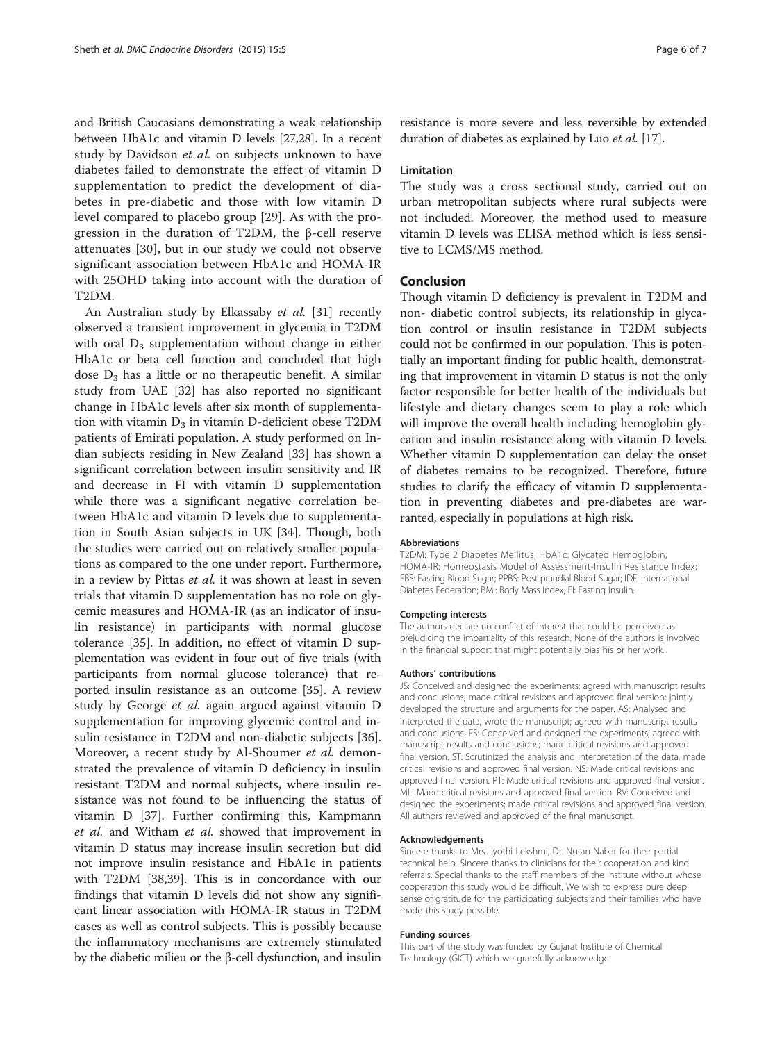and British Caucasians demonstrating a weak relationship between HbA1c and vitamin D levels [27,28]. In a recent study by Davidson *et al.* on subjects unknown to have diabetes failed to demonstrate the effect of vitamin D supplementation to predict the development of diabetes in pre-diabetic and those with low vitamin D level compared to placebo group [29]. As with the progression in the duration of T2DM, the β-cell reserve attenuates [30], but in our study we could not observe significant association between HbA1c and HOMA-IR with 25OHD taking into account with the duration of T2DM.

An Australian study by Elkassaby *et al.* [31] recently observed a transient improvement in glycemia in T2DM with oral $D_3$ supplementation without change in either HbA1c or beta cell function and concluded that high dose $D_3$ has a little or no therapeutic benefit. A similar study from UAE [32] has also reported no significant change in HbA1c levels after six month of supplementation with vitamin $D_3$ in vitamin D-deficient obese T2DM patients of Emirati population. A study performed on Indian subjects residing in New Zealand [33] has shown a significant correlation between insulin sensitivity and IR and decrease in FI with vitamin D supplementation while there was a significant negative correlation between HbA1c and vitamin D levels due to supplementation in South Asian subjects in UK [34]. Though, both the studies were carried out on relatively smaller populations as compared to the one under report. Furthermore, in a review by Pittas *et al.* it was shown at least in seven trials that vitamin D supplementation has no role on glycemic measures and HOMA-IR (as an indicator of insulin resistance) in participants with normal glucose tolerance [35]. In addition, no effect of vitamin D supplementation was evident in four out of five trials (with participants from normal glucose tolerance) that reported insulin resistance as an outcome [35]. A review study by George *et al.* again argued against vitamin D supplementation for improving glycemic control and insulin resistance in T2DM and non-diabetic subjects [36]. Moreover, a recent study by Al-Shoumer *et al.* demonstrated the prevalence of vitamin D deficiency in insulin resistant T2DM and normal subjects, where insulin resistance was not found to be influencing the status of vitamin D [37]. Further confirming this, Kampmann *et al.* and Witham *et al.* showed that improvement in vitamin D status may increase insulin secretion but did not improve insulin resistance and HbA1c in patients with T2DM [38,39]. This is in concordance with our findings that vitamin D levels did not show any significant linear association with HOMA-IR status in T2DM cases as well as control subjects. This is possibly because the inflammatory mechanisms are extremely stimulated by the diabetic milieu or the β-cell dysfunction, and insulin resistance is more severe and less reversible by extended duration of diabetes as explained by Luo *et al.* [17].

### Limitation

The study was a cross sectional study, carried out on urban metropolitan subjects where rural subjects were not included. Moreover, the method used to measure vitamin D levels was ELISA method which is less sensitive to LCMS/MS method.

## Conclusion

Though vitamin D deficiency is prevalent in T2DM and non- diabetic control subjects, its relationship in glycation control or insulin resistance in T2DM subjects could not be confirmed in our population. This is potentially an important finding for public health, demonstrating that improvement in vitamin D status is not the only factor responsible for better health of the individuals but lifestyle and dietary changes seem to play a role which will improve the overall health including hemoglobin glycation and insulin resistance along with vitamin D levels. Whether vitamin D supplementation can delay the onset of diabetes remains to be recognized. Therefore, future studies to clarify the efficacy of vitamin D supplementation in preventing diabetes and pre-diabetes are warranted, especially in populations at high risk.

#### Abbreviations

T2DM: Type 2 Diabetes Mellitus; HbA1c: Glycated Hemoglobin; HOMA-IR: Homeostasis Model of Assessment-Insulin Resistance Index; FBS: Fasting Blood Sugar; PPBS: Post prandial Blood Sugar; IDF: International Diabetes Federation; BMI: Body Mass Index; FI: Fasting Insulin.

#### Competing interests

The authors declare no conflict of interest that could be perceived as prejudicing the impartiality of this research. None of the authors is involved in the financial support that might potentially bias his or her work.

#### Authors' contributions

JS: Conceived and designed the experiments; agreed with manuscript results and conclusions; made critical revisions and approved final version; jointly developed the structure and arguments for the paper. AS: Analysed and interpreted the data, wrote the manuscript; agreed with manuscript results and conclusions. FS: Conceived and designed the experiments; agreed with manuscript results and conclusions; made critical revisions and approved final version. ST: Scrutinized the analysis and interpretation of the data, made critical revisions and approved final version. NS: Made critical revisions and approved final version. PT: Made critical revisions and approved final version. ML: Made critical revisions and approved final version. RV: Conceived and designed the experiments; made critical revisions and approved final version. All authors reviewed and approved of the final manuscript.

#### Acknowledgements

Sincere thanks to Mrs. Jyothi Lekshmi, Dr. Nutan Nabar for their partial technical help. Sincere thanks to clinicians for their cooperation and kind referrals. Special thanks to the staff members of the institute without whose cooperation this study would be difficult. We wish to express pure deep sense of gratitude for the participating subjects and their families who have made this study possible.

#### Funding sources

This part of the study was funded by Gujarat Institute of Chemical Technology (GICT) which we gratefully acknowledge.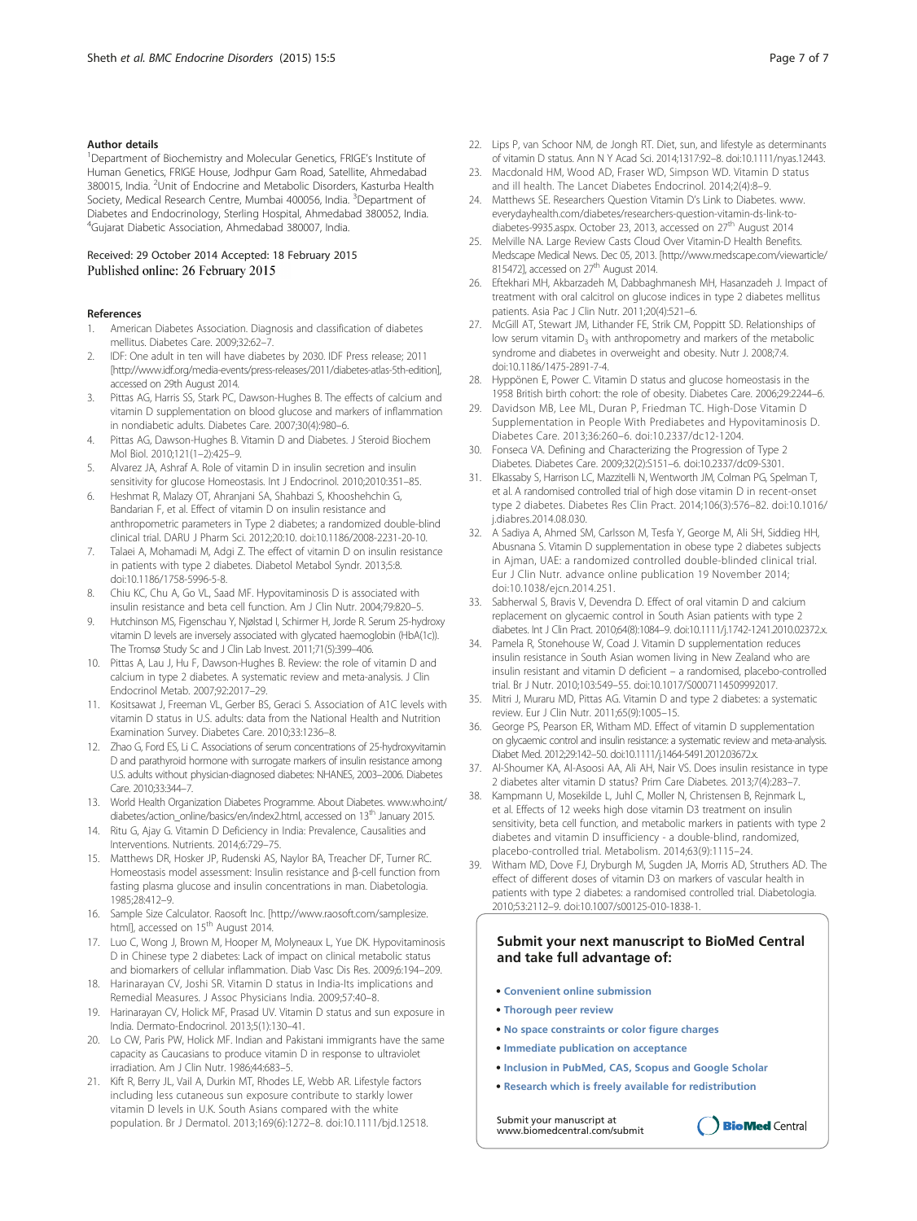### Author details

[1]Department of Biochemistry and Molecular Genetics, FRIGE's Institute of Human Genetics, FRIGE House, Jodhpur Gam Road, Satellite, Ahmedabad 380015, India. [2]Unit of Endocrine and Metabolic Disorders, Kasturba Health Society, Medical Research Centre, Mumbai 400056, India. [3]Department of Diabetes and Endocrinology, Sterling Hospital, Ahmedabad 380052, India. [4]Gujarat Diabetic Association, Ahmedabad 380007, India.

Received: 29 October 2014 Accepted: 18 February 2015
Published online: 26 February 2015

### References

1. American Diabetes Association. Diagnosis and classification of diabetes mellitus. Diabetes Care. 2009;32:62–7.
2. IDF: One adult in ten will have diabetes by 2030. IDF Press release; 2011 [http://www.idf.org/media-events/press-releases/2011/diabetes-atlas-5th-edition], accessed on 29th August 2014.
3. Pittas AG, Harris SS, Stark PC, Dawson-Hughes B. The effects of calcium and vitamin D supplementation on blood glucose and markers of inflammation in nondiabetic adults. Diabetes Care. 2007;30(4):980–6.
4. Pittas AG, Dawson-Hughes B. Vitamin D and Diabetes. J Steroid Biochem Mol Biol. 2010;121(1–2):425–9.
5. Alvarez JA, Ashraf A. Role of vitamin D in insulin secretion and insulin sensitivity for glucose Homeostasis. Int J Endocrinol. 2010;2010:351–85.
6. Heshmat R, Malazy OT, Ahranjani SA, Shahbazi S, Khooshehchin G, Bandarian F, et al. Effect of vitamin D on insulin resistance and anthropometric parameters in Type 2 diabetes; a randomized double-blind clinical trial. DARU J Pharm Sci. 2012;20:10. doi:10.1186/2008-2231-20-10.
7. Talaei A, Mohamadi M, Adgi Z. The effect of vitamin D on insulin resistance in patients with type 2 diabetes. Diabetol Metabol Syndr. 2013;5:8. doi:10.1186/1758-5996-5-8.
8. Chiu KC, Chu A, Go VL, Saad MF. Hypovitaminosis D is associated with insulin resistance and beta cell function. Am J Clin Nutr. 2004;79:820–5.
9. Hutchinson MS, Figenschau Y, Njølstad I, Schirmer H, Jorde R. Serum 25-hydroxy vitamin D levels are inversely associated with glycated haemoglobin (HbA(1c)). The Tromsø Study Sc and J Clin Lab Invest. 2011;71(5):399–406.
10. Pittas A, Lau J, Hu F, Dawson-Hughes B. Review: the role of vitamin D and calcium in type 2 diabetes. A systematic review and meta-analysis. J Clin Endocrinol Metab. 2007;92:2017–29.
11. Kositsawat J, Freeman VL, Gerber BS, Geraci S. Association of A1C levels with vitamin D status in U.S. adults: data from the National Health and Nutrition Examination Survey. Diabetes Care. 2010;33:1236–8.
12. Zhao G, Ford ES, Li C. Associations of serum concentrations of 25-hydroxyvitamin D and parathyroid hormone with surrogate markers of insulin resistance among U.S. adults without physician-diagnosed diabetes: NHANES, 2003–2006. Diabetes Care. 2010;33:344–7.
13. World Health Organization Diabetes Programme. About Diabetes. www.who.int/diabetes/action_online/basics/en/index2.html, accessed on 13th January 2015.
14. Ritu G, Ajay G. Vitamin D Deficiency in India: Prevalence, Causalities and Interventions. Nutrients. 2014;6:729–75.
15. Matthews DR, Hosker JP, Rudenski AS, Naylor BA, Treacher DF, Turner RC. Homeostasis model assessment: Insulin resistance and β-cell function from fasting plasma glucose and insulin concentrations in man. Diabetologia. 1985;28:412–9.
16. Sample Size Calculator. Raosoft Inc. [http://www.raosoft.com/samplesize.html], accessed on 15th August 2014.
17. Luo C, Wong J, Brown M, Hooper M, Molyneaux L, Yue DK. Hypovitaminosis D in Chinese type 2 diabetes: Lack of impact on clinical metabolic status and biomarkers of cellular inflammation. Diab Vasc Dis Res. 2009;6:194–209.
18. Harinarayan CV, Joshi SR. Vitamin D status in India-Its implications and Remedial Measures. J Assoc Physicians India. 2009;57:40–8.
19. Harinarayan CV, Holick MF, Prasad UV. Vitamin D status and sun exposure in India. Dermato-Endocrinol. 2013;5(1):130–41.
20. Lo CW, Paris PW, Holick MF. Indian and Pakistani immigrants have the same capacity as Caucasians to produce vitamin D in response to ultraviolet irradiation. Am J Clin Nutr. 1986;44:683–5.
21. Kift R, Berry JL, Vail A, Durkin MT, Rhodes LE, Webb AR. Lifestyle factors including less cutaneous sun exposure contribute to starkly lower vitamin D levels in U.K. South Asians compared with the white population. Br J Dermatol. 2013;169(6):1272–8. doi:10.1111/bjd.12518.
22. Lips P, van Schoor NM, de Jongh RT. Diet, sun, and lifestyle as determinants of vitamin D status. Ann N Y Acad Sci. 2014;1317:92–8. doi:10.1111/nyas.12443.
23. Macdonald HM, Wood AD, Fraser WD, Simpson WD. Vitamin D status and ill health. The Lancet Diabetes Endocrinol. 2014;2(4):8–9.
24. Matthews SE. Researchers Question Vitamin D's Link to Diabetes. www.everydayhealth.com/diabetes/researchers-question-vitamin-ds-link-to-diabetes-9935.aspx. October 23, 2013, accessed on 27th August 2014
25. Melville NA. Large Review Casts Cloud Over Vitamin-D Health Benefits. Medscape Medical News. Dec 05, 2013. [http://www.medscape.com/viewarticle/815472], accessed on 27th August 2014.
26. Eftekhari MH, Akbarzadeh M, Dabbaghmanesh MH, Hasanzadeh J. Impact of treatment with oral calcitrol on glucose indices in type 2 diabetes mellitus patients. Asia Pac J Clin Nutr. 2011;20(4):521–6.
27. McGill AT, Stewart JM, Lithander FE, Strik CM, Poppitt SD. Relationships of low serum vitamin $D_3$ with anthropometry and markers of the metabolic syndrome and diabetes in overweight and obesity. Nutr J. 2008;7:4. doi:10.1186/1475-2891-7-4.
28. Hyppönen E, Power C. Vitamin D status and glucose homeostasis in the 1958 British birth cohort: the role of obesity. Diabetes Care. 2006;29:2244–6.
29. Davidson MB, Lee ML, Duran P, Friedman TC. High-Dose Vitamin D Supplementation in People With Prediabetes and Hypovitaminosis D. Diabetes Care. 2013;36:260–6. doi:10.2337/dc12-1204.
30. Fonseca VA. Defining and Characterizing the Progression of Type 2 Diabetes. Diabetes Care. 2009;32(2):S151–6. doi:10.2337/dc09-S301.
31. Elkassaby S, Harrison LC, Mazzitelli N, Wentworth JM, Colman PG, Spelman T, et al. A randomised controlled trial of high dose vitamin D in recent-onset type 2 diabetes. Diabetes Res Clin Pract. 2014;106(3):576–82. doi:10.1016/j.diabres.2014.08.030.
32. A Sadiya A, Ahmed SM, Carlsson M, Tesfa Y, George M, Ali SH, Siddieg HH, Abusnana S. Vitamin D supplementation in obese type 2 diabetes subjects in Ajman, UAE: a randomized controlled double-blinded clinical trial. Eur J Clin Nutr. advance online publication 19 November 2014; doi:10.1038/ejcn.2014.251.
33. Sabherwal S, Bravis V, Devendra D. Effect of oral vitamin D and calcium replacement on glycaemic control in South Asian patients with type 2 diabetes. Int J Clin Pract. 2010;64(8):1084–9. doi:10.1111/j.1742-1241.2010.02372.x.
34. Pamela R, Stonehouse W, Coad J. Vitamin D supplementation reduces insulin resistance in South Asian women living in New Zealand who are insulin resistant and vitamin D deficient – a randomised, placebo-controlled trial. Br J Nutr. 2010;103:549–55. doi:10.1017/S0007114509992017.
35. Mitri J, Muraru MD, Pittas AG. Vitamin D and type 2 diabetes: a systematic review. Eur J Clin Nutr. 2011;65(9):1005–15.
36. George PS, Pearson ER, Witham MD. Effect of vitamin D supplementation on glycaemic control and insulin resistance: a systematic review and meta-analysis. Diabet Med. 2012;29:142–50. doi:10.1111/j.1464-5491.2012.03672.x.
37. Al-Shoumer KA, Al-Asoosi AA, Ali AH, Nair VS. Does insulin resistance in type 2 diabetes alter vitamin D status? Prim Care Diabetes. 2013;7(4):283–7.
38. Kampmann U, Mosekilde L, Juhl C, Moller N, Christensen B, Rejnmark L, et al. Effects of 12 weeks high dose vitamin D3 treatment on insulin sensitivity, beta cell function, and metabolic markers in patients with type 2 diabetes and vitamin D insufficiency - a double-blind, randomized, placebo-controlled trial. Metabolism. 2014;63(9):1115–24.
39. Witham MD, Dove FJ, Dryburgh M, Sugden JA, Morris AD, Struthers AD. The effect of different doses of vitamin D3 on markers of vascular health in patients with type 2 diabetes: a randomised controlled trial. Diabetologia. 2010;53:2112–9. doi:10.1007/s00125-010-1838-1.

**Submit your next manuscript to BioMed Central and take full advantage of:**

- Convenient online submission
- Thorough peer review
- No space constraints or color figure charges
- Immediate publication on acceptance
- Inclusion in PubMed, CAS, Scopus and Google Scholar
- Research which is freely available for redistribution

Submit your manuscript at www.biomedcentral.com/submit

BioMed Central